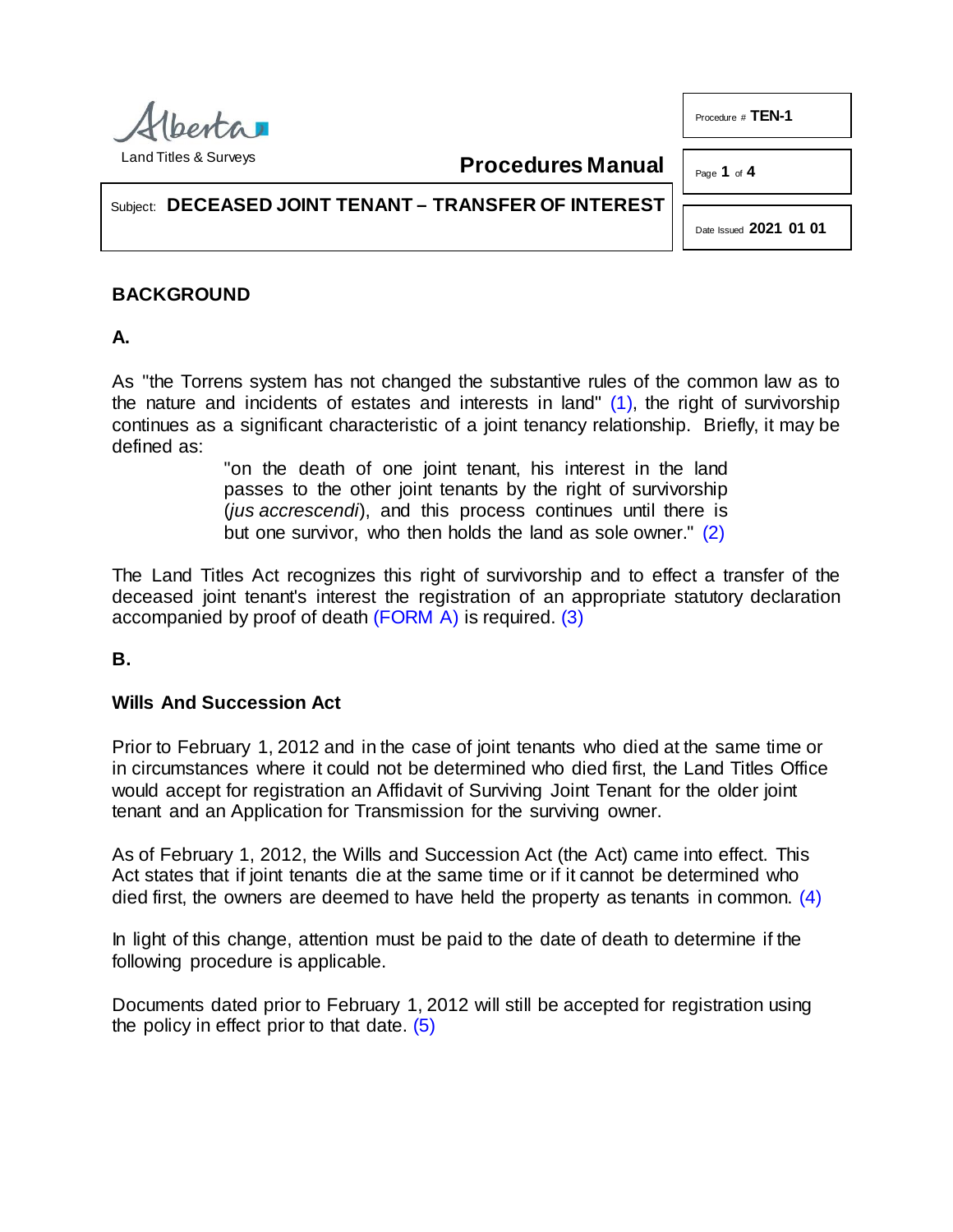Land Titles & Surveys

**Procedures Manual**

Procedure # **TEN-1**

Subject: **DECEASED JOINT TENANT – TRANSFER OF INTEREST**

Date Issued **2021 01 01**

## BACKGROUND

### A.

As "the Torrens system has not changed the substantive rules of the common law as to the nature and incidents of estates and interests in land" (1), the right of survivorship continues as a significant characteristic of a joint tenancy relationship. Briefly, it may be defined as:

> "on the death of one joint tenant, his interest in the land passes to the other joint tenants by the right of survivorship (*jus accrescendi*), and this process continues until there is but one survivor, who then holds the land as sole owner." (2)

The Land Titles Act recognizes this right of survivorship and to effect a transfer of the deceased joint tenant's interest the registration of an appropriate statutory declaration accompanied by proof of death (FORM A) is required. (3)

### B.

**Wills And Succession Act**

Prior to February 1, 2012 and in the case of joint tenants who died at the same time or in circumstances where it could not be determined who died first, the Land Titles Office would accept for registration an Affidavit of Surviving Joint Tenant for the older joint tenant and an Application for Transmission for the surviving owner.

As of February 1, 2012, the Wills and Succession Act (the Act) came into effect. This Act states that if joint tenants die at the same time or if it cannot be determined who died first, the owners are deemed to have held the property as tenants in common. (4)

In light of this change, attention must be paid to the date of death to determine if the following procedure is applicable.

Documents dated prior to February 1, 2012 will still be accepted for registration using the policy in effect prior to that date. (5)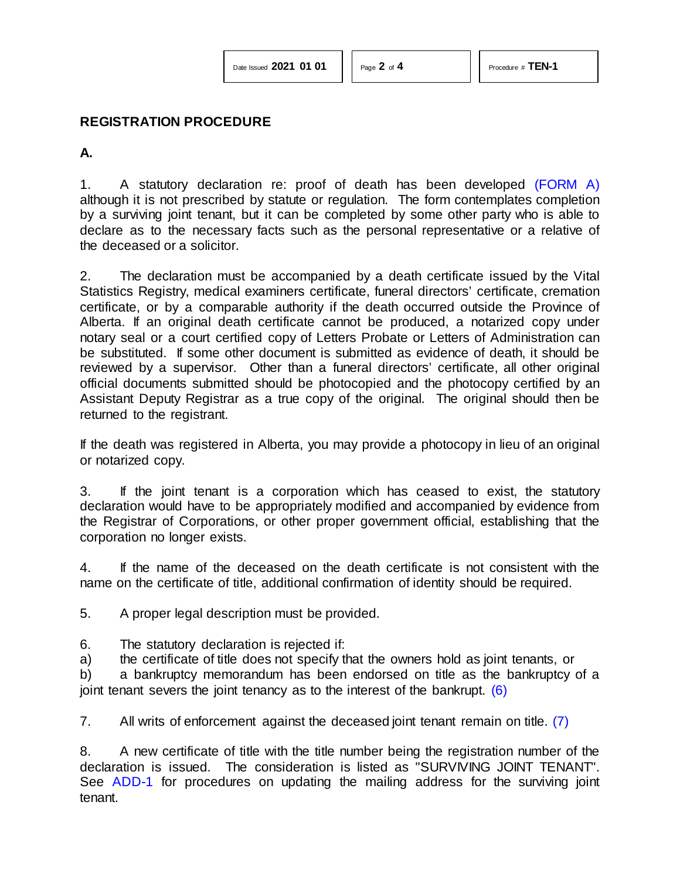## REGISTRATION PROCEDURE

**A.**

1. A statutory declaration re: proof of death has been developed (FORM A) although it is not prescribed by statute or regulation. The form contemplates completion by a surviving joint tenant, but it can be completed by some other party who is able to declare as to the necessary facts such as the personal representative or a relative of the deceased or a solicitor.

2. The declaration must be accompanied by a death certificate issued by the Vital Statistics Registry, medical examiners certificate, funeral directors' certificate, cremation certificate, or by a comparable authority if the death occurred outside the Province of Alberta. If an original death certificate cannot be produced, a notarized copy under notary seal or a court certified copy of Letters Probate or Letters of Administration can be substituted. If some other document is submitted as evidence of death, it should be reviewed by a supervisor. Other than a funeral directors' certificate, all other original official documents submitted should be photocopied and the photocopy certified by an Assistant Deputy Registrar as a true copy of the original. The original should then be returned to the registrant.

If the death was registered in Alberta, you may provide a photocopy in lieu of an original or notarized copy.

3. If the joint tenant is a corporation which has ceased to exist, the statutory declaration would have to be appropriately modified and accompanied by evidence from the Registrar of Corporations, or other proper government official, establishing that the corporation no longer exists.

4. If the name of the deceased on the death certificate is not consistent with the name on the certificate of title, additional confirmation of identity should be required.

5. A proper legal description must be provided.

6. The statutory declaration is rejected if:

a) the certificate of title does not specify that the owners hold as joint tenants, or

b) a bankruptcy memorandum has been endorsed on title as the bankruptcy of a joint tenant severs the joint tenancy as to the interest of the bankrupt. (6)

7. All writs of enforcement against the deceased joint tenant remain on title. (7)

8. A new certificate of title with the title number being the registration number of the declaration is issued. The consideration is listed as "SURVIVING JOINT TENANT". See ADD-1 for procedures on updating the mailing address for the surviving joint tenant.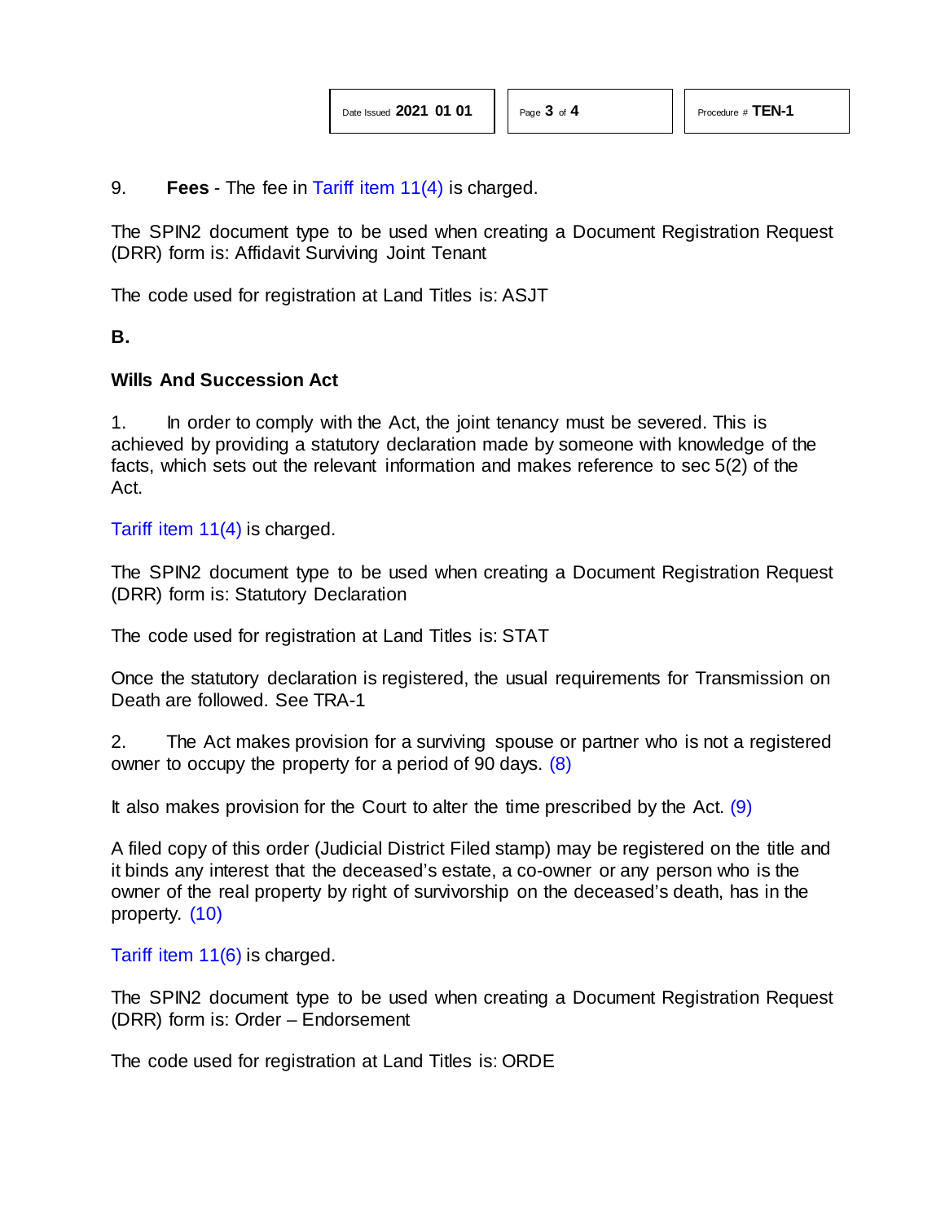9. **Fees** - The fee in Tariff item 11(4) is charged.

The SPIN2 document type to be used when creating a Document Registration Request (DRR) form is: Affidavit Surviving Joint Tenant

The code used for registration at Land Titles is: ASJT

**B.**

**Wills And Succession Act**

1. In order to comply with the Act, the joint tenancy must be severed. This is achieved by providing a statutory declaration made by someone with knowledge of the facts, which sets out the relevant information and makes reference to sec 5(2) of the Act.

Tariff item 11(4) is charged.

The SPIN2 document type to be used when creating a Document Registration Request (DRR) form is: Statutory Declaration

The code used for registration at Land Titles is: STAT

Once the statutory declaration is registered, the usual requirements for Transmission on Death are followed. See TRA-1

2. The Act makes provision for a surviving spouse or partner who is not a registered owner to occupy the property for a period of 90 days. (8)

It also makes provision for the Court to alter the time prescribed by the Act. (9)

A filed copy of this order (Judicial District Filed stamp) may be registered on the title and it binds any interest that the deceased's estate, a co-owner or any person who is the owner of the real property by right of survivorship on the deceased's death, has in the property. (10)

Tariff item 11(6) is charged.

The SPIN2 document type to be used when creating a Document Registration Request (DRR) form is: Order – Endorsement

The code used for registration at Land Titles is: ORDE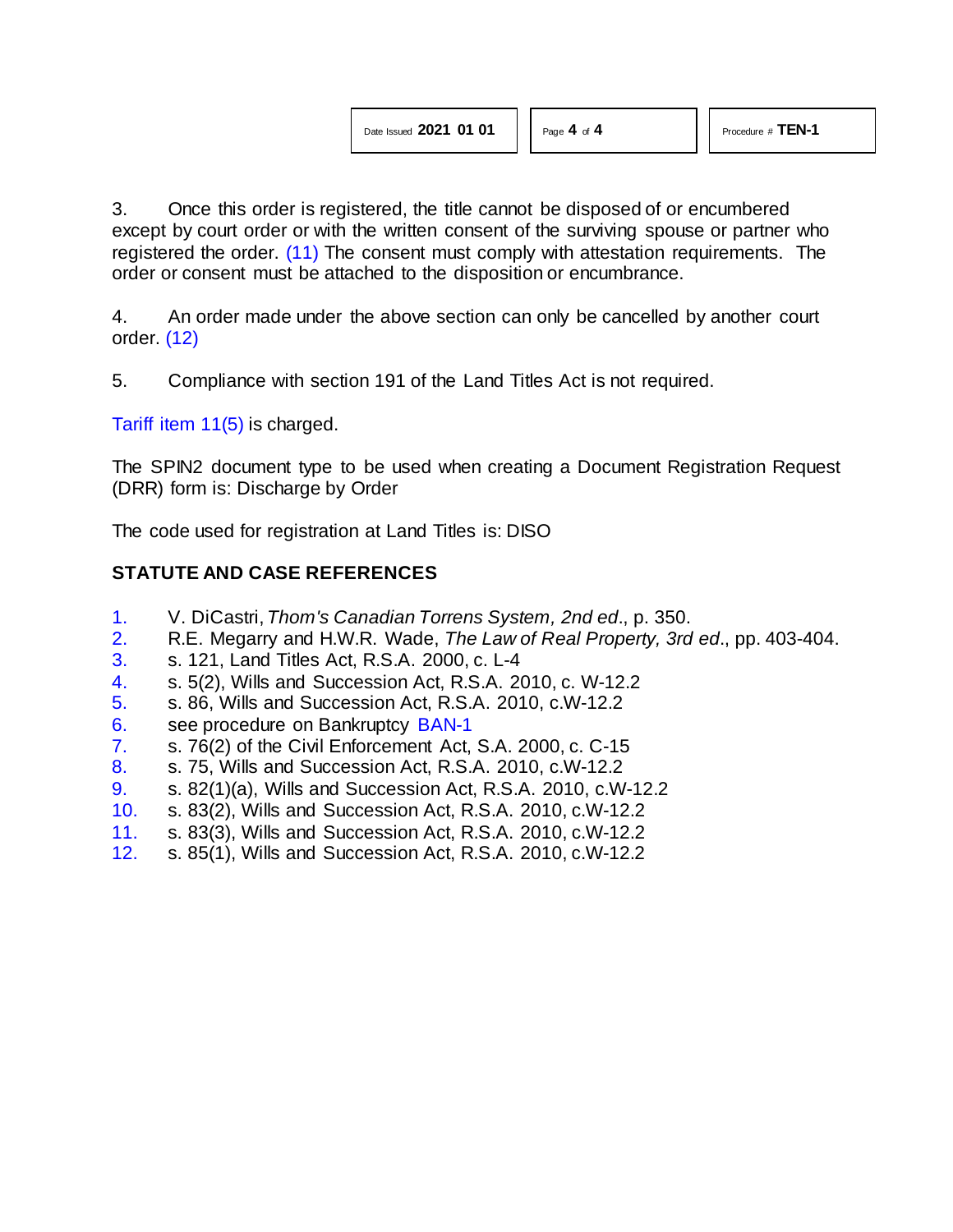3. Once this order is registered, the title cannot be disposed of or encumbered except by court order or with the written consent of the surviving spouse or partner who registered the order. (11) The consent must comply with attestation requirements. The order or consent must be attached to the disposition or encumbrance.

4. An order made under the above section can only be cancelled by another court order. (12)

5. Compliance with section 191 of the Land Titles Act is not required.

Tariff item 11(5) is charged.

The SPIN2 document type to be used when creating a Document Registration Request (DRR) form is: Discharge by Order

The code used for registration at Land Titles is: DISO

## STATUTE AND CASE REFERENCES

1. V. DiCastri, *Thom's Canadian Torrens System, 2nd ed*., p. 350.
2. R.E. Megarry and H.W.R. Wade, *The Law of Real Property, 3rd ed*., pp. 403-404.
3. s. 121, Land Titles Act, R.S.A. 2000, c. L-4
4. s. 5(2), Wills and Succession Act, R.S.A. 2010, c. W-12.2
5. s. 86, Wills and Succession Act, R.S.A. 2010, c.W-12.2
6. see procedure on Bankruptcy BAN-1
7. s. 76(2) of the Civil Enforcement Act, S.A. 2000, c. C-15
8. s. 75, Wills and Succession Act, R.S.A. 2010, c.W-12.2
9. s. 82(1)(a), Wills and Succession Act, R.S.A. 2010, c.W-12.2
10. s. 83(2), Wills and Succession Act, R.S.A. 2010, c.W-12.2
11. s. 83(3), Wills and Succession Act, R.S.A. 2010, c.W-12.2
12. s. 85(1), Wills and Succession Act, R.S.A. 2010, c.W-12.2